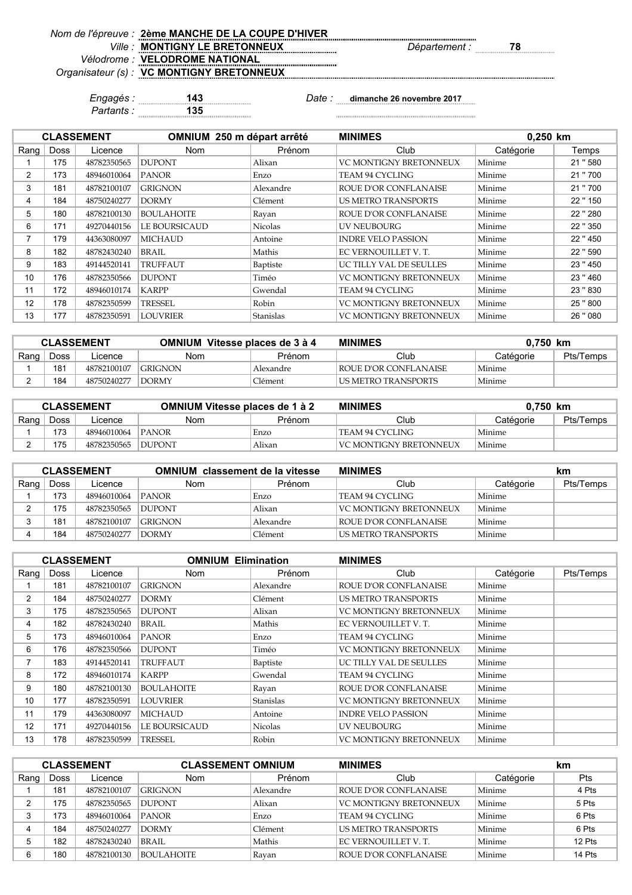*Nom de l'épreuve :* **2ème MANCHE DE LA COUPE D'HIVER**

*Ville :* **MONTIGNY LE BRETONNEUX** *Département :* **78**

*Vélodrome :* **VELODROME NATIONAL**

*Organisateur (s) :* **VC MONTIGNY BRETONNEUX**

*Engagés :* **143**

*Partants :* **135**

*Date :* **dimanche 26 novembre 2017**

| **CLASSEMENT** | | | **OMNIUM 250 m départ arrêté** | | **MINIMES** | **0,250 km** | |
|---|---|---|---|---|---|---|---|
| Rang | Doss | Licence | Nom | Prénom | Club | Catégorie | Temps |
| 1 | 175 | 48782350565 | DUPONT | Alixan | VC MONTIGNY BRETONNEUX | Minime | 21 " 580 |
| 2 | 173 | 48946010064 | PANOR | Enzo | TEAM 94 CYCLING | Minime | 21 " 700 |
| 3 | 181 | 48782100107 | GRIGNON | Alexandre | ROUE D'OR CONFLANAISE | Minime | 21 " 700 |
| 4 | 184 | 48750240277 | DORMY | Clément | US METRO TRANSPORTS | Minime | 22 " 150 |
| 5 | 180 | 48782100130 | BOULAHOITE | Rayan | ROUE D'OR CONFLANAISE | Minime | 22 " 280 |
| 6 | 171 | 49270440156 | LE BOURSICAUD | Nicolas | UV NEUBOURG | Minime | 22 " 350 |
| 7 | 179 | 44363080097 | MICHAUD | Antoine | INDRE VELO PASSION | Minime | 22 " 450 |
| 8 | 182 | 48782430240 | BRAIL | Mathis | EC VERNOUILLET V. T. | Minime | 22 " 590 |
| 9 | 183 | 49144520141 | TRUFFAUT | Baptiste | UC TILLY VAL DE SEULLES | Minime | 23 " 450 |
| 10 | 176 | 48782350566 | DUPONT | Timéo | VC MONTIGNY BRETONNEUX | Minime | 23 " 460 |
| 11 | 172 | 48946010174 | KARPP | Gwendal | TEAM 94 CYCLING | Minime | 23 " 830 |
| 12 | 178 | 48782350599 | TRESSEL | Robin | VC MONTIGNY BRETONNEUX | Minime | 25 " 800 |
| 13 | 177 | 48782350591 | LOUVRIER | Stanislas | VC MONTIGNY BRETONNEUX | Minime | 26 " 080 |

| **CLASSEMENT** | | | **OMNIUM Vitesse places de 3 à 4** | | **MINIMES** | **0,750 km** | |
|---|---|---|---|---|---|---|---|
| Rang | Doss | Licence | Nom | Prénom | Club | Catégorie | Pts/Temps |
| 1 | 181 | 48782100107 | GRIGNON | Alexandre | ROUE D'OR CONFLANAISE | Minime | |
| 2 | 184 | 48750240277 | DORMY | Clément | US METRO TRANSPORTS | Minime | |

| **CLASSEMENT** | | | **OMNIUM Vitesse places de 1 à 2** | | **MINIMES** | **0,750 km** | |
|---|---|---|---|---|---|---|---|
| Rang | Doss | Licence | Nom | Prénom | Club | Catégorie | Pts/Temps |
| 1 | 173 | 48946010064 | PANOR | Enzo | TEAM 94 CYCLING | Minime | |
| 2 | 175 | 48782350565 | DUPONT | Alixan | VC MONTIGNY BRETONNEUX | Minime | |

| **CLASSEMENT** | | | **OMNIUM classement de la vitesse** | | **MINIMES** | | **km** |
|---|---|---|---|---|---|---|---|
| Rang | Doss | Licence | Nom | Prénom | Club | Catégorie | Pts/Temps |
| 1 | 173 | 48946010064 | PANOR | Enzo | TEAM 94 CYCLING | Minime | |
| 2 | 175 | 48782350565 | DUPONT | Alixan | VC MONTIGNY BRETONNEUX | Minime | |
| 3 | 181 | 48782100107 | GRIGNON | Alexandre | ROUE D'OR CONFLANAISE | Minime | |
| 4 | 184 | 48750240277 | DORMY | Clément | US METRO TRANSPORTS | Minime | |

| **CLASSEMENT** | | | **OMNIUM Elimination** | | **MINIMES** | | |
|---|---|---|---|---|---|---|---|
| Rang | Doss | Licence | Nom | Prénom | Club | Catégorie | Pts/Temps |
| 1 | 181 | 48782100107 | GRIGNON | Alexandre | ROUE D'OR CONFLANAISE | Minime | |
| 2 | 184 | 48750240277 | DORMY | Clément | US METRO TRANSPORTS | Minime | |
| 3 | 175 | 48782350565 | DUPONT | Alixan | VC MONTIGNY BRETONNEUX | Minime | |
| 4 | 182 | 48782430240 | BRAIL | Mathis | EC VERNOUILLET V. T. | Minime | |
| 5 | 173 | 48946010064 | PANOR | Enzo | TEAM 94 CYCLING | Minime | |
| 6 | 176 | 48782350566 | DUPONT | Timéo | VC MONTIGNY BRETONNEUX | Minime | |
| 7 | 183 | 49144520141 | TRUFFAUT | Baptiste | UC TILLY VAL DE SEULLES | Minime | |
| 8 | 172 | 48946010174 | KARPP | Gwendal | TEAM 94 CYCLING | Minime | |
| 9 | 180 | 48782100130 | BOULAHOITE | Rayan | ROUE D'OR CONFLANAISE | Minime | |
| 10 | 177 | 48782350591 | LOUVRIER | Stanislas | VC MONTIGNY BRETONNEUX | Minime | |
| 11 | 179 | 44363080097 | MICHAUD | Antoine | INDRE VELO PASSION | Minime | |
| 12 | 171 | 49270440156 | LE BOURSICAUD | Nicolas | UV NEUBOURG | Minime | |
| 13 | 178 | 48782350599 | TRESSEL | Robin | VC MONTIGNY BRETONNEUX | Minime | |

| **CLASSEMENT** | | | **CLASSEMENT OMNIUM** | | **MINIMES** | | **km** |
|---|---|---|---|---|---|---|---|
| Rang | Doss | Licence | Nom | Prénom | Club | Catégorie | Pts |
| 1 | 181 | 48782100107 | GRIGNON | Alexandre | ROUE D'OR CONFLANAISE | Minime | 4 Pts |
| 2 | 175 | 48782350565 | DUPONT | Alixan | VC MONTIGNY BRETONNEUX | Minime | 5 Pts |
| 3 | 173 | 48946010064 | PANOR | Enzo | TEAM 94 CYCLING | Minime | 6 Pts |
| 4 | 184 | 48750240277 | DORMY | Clément | US METRO TRANSPORTS | Minime | 6 Pts |
| 5 | 182 | 48782430240 | BRAIL | Mathis | EC VERNOUILLET V. T. | Minime | 12 Pts |
| 6 | 180 | 48782100130 | BOULAHOITE | Rayan | ROUE D'OR CONFLANAISE | Minime | 14 Pts |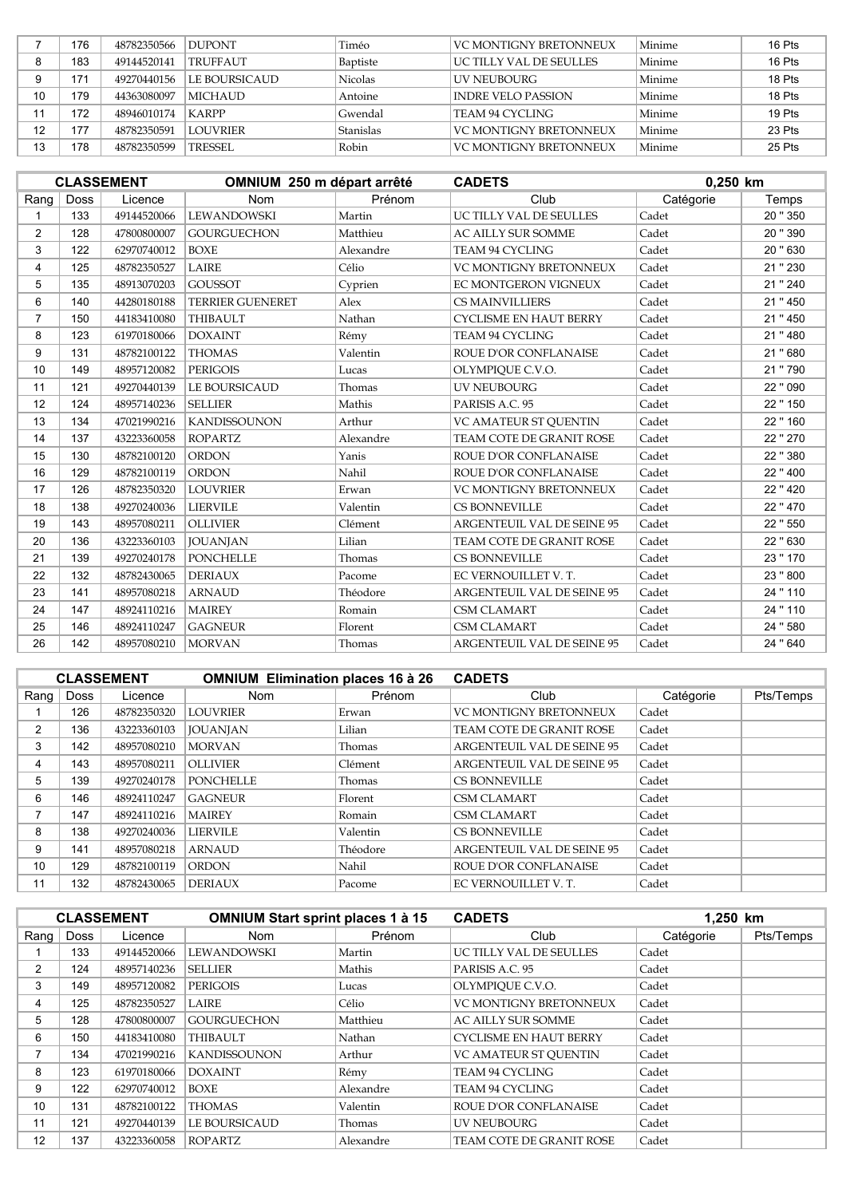| 7 | 176 | 48782350566 | DUPONT | Timéo | VC MONTIGNY BRETONNEUX | Minime | 16 Pts |
|---|---|---|---|---|---|---|---|
| 8 | 183 | 49144520141 | TRUFFAUT | Baptiste | UC TILLY VAL DE SEULLES | Minime | 16 Pts |
| 9 | 171 | 49270440156 | LE BOURSICAUD | Nicolas | UV NEUBOURG | Minime | 18 Pts |
| 10 | 179 | 44363080097 | MICHAUD | Antoine | INDRE VELO PASSION | Minime | 18 Pts |
| 11 | 172 | 48946010174 | KARPP | Gwendal | TEAM 94 CYCLING | Minime | 19 Pts |
| 12 | 177 | 48782350591 | LOUVRIER | Stanislas | VC MONTIGNY BRETONNEUX | Minime | 23 Pts |
| 13 | 178 | 48782350599 | TRESSEL | Robin | VC MONTIGNY BRETONNEUX | Minime | 25 Pts |

| CLASSEMENT | | OMNIUM 250 m départ arrêté | | | CADETS | 0,250 km | |
|---|---|---|---|---|---|---|---|
| Rang | Doss | Licence | Nom | Prénom | Club | Catégorie | Temps |
| 1 | 133 | 49144520066 | LEWANDOWSKI | Martin | UC TILLY VAL DE SEULLES | Cadet | 20 " 350 |
| 2 | 128 | 47800800007 | GOURGUECHON | Matthieu | AC AILLY SUR SOMME | Cadet | 20 " 390 |
| 3 | 122 | 62970740012 | BOXE | Alexandre | TEAM 94 CYCLING | Cadet | 20 " 630 |
| 4 | 125 | 48782350527 | LAIRE | Célio | VC MONTIGNY BRETONNEUX | Cadet | 21 " 230 |
| 5 | 135 | 48913070203 | GOUSSOT | Cyprien | EC MONTGERON VIGNEUX | Cadet | 21 " 240 |
| 6 | 140 | 44280180188 | TERRIER GUENERET | Alex | CS MAINVILLIERS | Cadet | 21 " 450 |
| 7 | 150 | 44183410080 | THIBAULT | Nathan | CYCLISME EN HAUT BERRY | Cadet | 21 " 450 |
| 8 | 123 | 61970180066 | DOXAINT | Rémy | TEAM 94 CYCLING | Cadet | 21 " 480 |
| 9 | 131 | 48782100122 | THOMAS | Valentin | ROUE D'OR CONFLANAISE | Cadet | 21 " 680 |
| 10 | 149 | 48957120082 | PERIGOIS | Lucas | OLYMPIQUE C.V.O. | Cadet | 21 " 790 |
| 11 | 121 | 49270440139 | LE BOURSICAUD | Thomas | UV NEUBOURG | Cadet | 22 " 090 |
| 12 | 124 | 48957140236 | SELLIER | Mathis | PARISIS A.C. 95 | Cadet | 22 " 150 |
| 13 | 134 | 47021990216 | KANDISSOUNON | Arthur | VC AMATEUR ST QUENTIN | Cadet | 22 " 160 |
| 14 | 137 | 43223360058 | ROPARTZ | Alexandre | TEAM COTE DE GRANIT ROSE | Cadet | 22 " 270 |
| 15 | 130 | 48782100120 | ORDON | Yanis | ROUE D'OR CONFLANAISE | Cadet | 22 " 380 |
| 16 | 129 | 48782100119 | ORDON | Nahil | ROUE D'OR CONFLANAISE | Cadet | 22 " 400 |
| 17 | 126 | 48782350320 | LOUVRIER | Erwan | VC MONTIGNY BRETONNEUX | Cadet | 22 " 420 |
| 18 | 138 | 49270240036 | LIERVILE | Valentin | CS BONNEVILLE | Cadet | 22 " 470 |
| 19 | 143 | 48957080211 | OLLIVIER | Clément | ARGENTEUIL VAL DE SEINE 95 | Cadet | 22 " 550 |
| 20 | 136 | 43223360103 | JOUANJAN | Lilian | TEAM COTE DE GRANIT ROSE | Cadet | 22 " 630 |
| 21 | 139 | 49270240178 | PONCHELLE | Thomas | CS BONNEVILLE | Cadet | 23 " 170 |
| 22 | 132 | 48782430065 | DERIAUX | Pacome | EC VERNOUILLET V. T. | Cadet | 23 " 800 |
| 23 | 141 | 48957080218 | ARNAUD | Théodore | ARGENTEUIL VAL DE SEINE 95 | Cadet | 24 " 110 |
| 24 | 147 | 48924110216 | MAIREY | Romain | CSM CLAMART | Cadet | 24 " 110 |
| 25 | 146 | 48924110247 | GAGNEUR | Florent | CSM CLAMART | Cadet | 24 " 580 |
| 26 | 142 | 48957080210 | MORVAN | Thomas | ARGENTEUIL VAL DE SEINE 95 | Cadet | 24 " 640 |

| CLASSEMENT | | OMNIUM Elimination places 16 à 26 | | | CADETS | | |
|---|---|---|---|---|---|---|---|
| Rang | Doss | Licence | Nom | Prénom | Club | Catégorie | Pts/Temps |
| 1 | 126 | 48782350320 | LOUVRIER | Erwan | VC MONTIGNY BRETONNEUX | Cadet | |
| 2 | 136 | 43223360103 | JOUANJAN | Lilian | TEAM COTE DE GRANIT ROSE | Cadet | |
| 3 | 142 | 48957080210 | MORVAN | Thomas | ARGENTEUIL VAL DE SEINE 95 | Cadet | |
| 4 | 143 | 48957080211 | OLLIVIER | Clément | ARGENTEUIL VAL DE SEINE 95 | Cadet | |
| 5 | 139 | 49270240178 | PONCHELLE | Thomas | CS BONNEVILLE | Cadet | |
| 6 | 146 | 48924110247 | GAGNEUR | Florent | CSM CLAMART | Cadet | |
| 7 | 147 | 48924110216 | MAIREY | Romain | CSM CLAMART | Cadet | |
| 8 | 138 | 49270240036 | LIERVILE | Valentin | CS BONNEVILLE | Cadet | |
| 9 | 141 | 48957080218 | ARNAUD | Théodore | ARGENTEUIL VAL DE SEINE 95 | Cadet | |
| 10 | 129 | 48782100119 | ORDON | Nahil | ROUE D'OR CONFLANAISE | Cadet | |
| 11 | 132 | 48782430065 | DERIAUX | Pacome | EC VERNOUILLET V. T. | Cadet | |

| CLASSEMENT | | OMNIUM Start sprint places 1 à 15 | | | CADETS | 1,250 km | |
|---|---|---|---|---|---|---|---|
| Rang | Doss | Licence | Nom | Prénom | Club | Catégorie | Pts/Temps |
| 1 | 133 | 49144520066 | LEWANDOWSKI | Martin | UC TILLY VAL DE SEULLES | Cadet | |
| 2 | 124 | 48957140236 | SELLIER | Mathis | PARISIS A.C. 95 | Cadet | |
| 3 | 149 | 48957120082 | PERIGOIS | Lucas | OLYMPIQUE C.V.O. | Cadet | |
| 4 | 125 | 48782350527 | LAIRE | Célio | VC MONTIGNY BRETONNEUX | Cadet | |
| 5 | 128 | 47800800007 | GOURGUECHON | Matthieu | AC AILLY SUR SOMME | Cadet | |
| 6 | 150 | 44183410080 | THIBAULT | Nathan | CYCLISME EN HAUT BERRY | Cadet | |
| 7 | 134 | 47021990216 | KANDISSOUNON | Arthur | VC AMATEUR ST QUENTIN | Cadet | |
| 8 | 123 | 61970180066 | DOXAINT | Rémy | TEAM 94 CYCLING | Cadet | |
| 9 | 122 | 62970740012 | BOXE | Alexandre | TEAM 94 CYCLING | Cadet | |
| 10 | 131 | 48782100122 | THOMAS | Valentin | ROUE D'OR CONFLANAISE | Cadet | |
| 11 | 121 | 49270440139 | LE BOURSICAUD | Thomas | UV NEUBOURG | Cadet | |
| 12 | 137 | 43223360058 | ROPARTZ | Alexandre | TEAM COTE DE GRANIT ROSE | Cadet | |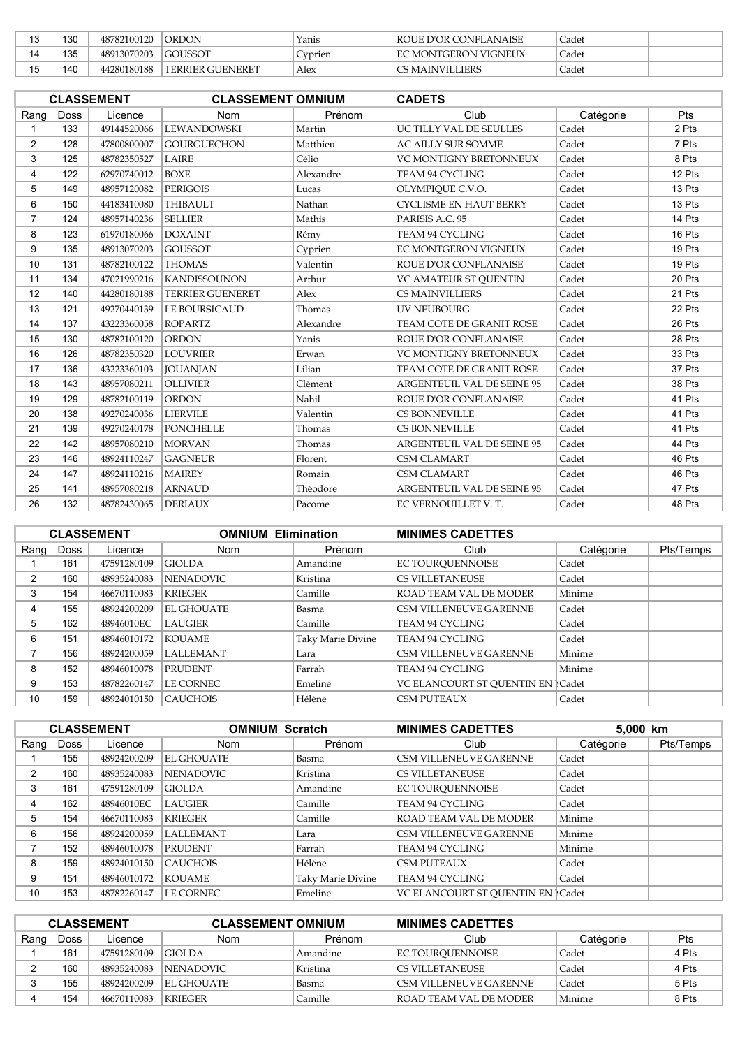| 13 | 130 | 48782100120 | ORDON | Yanis | ROUE D'OR CONFLANAISE | Cadet | |
|---|---|---|---|---|---|---|---|
| 14 | 135 | 48913070203 | GOUSSOT | Cyprien | EC MONTGERON VIGNEUX | Cadet | |
| 15 | 140 | 44280180188 | TERRIER GUENERET | Alex | CS MAINVILLIERS | Cadet | |

| CLASSEMENT | | CLASSEMENT OMNIUM | | | CADETS | | |
|---|---|---|---|---|---|---|---|
| Rang | Doss | Licence | Nom | Prénom | Club | Catégorie | Pts |
| 1 | 133 | 49144520066 | LEWANDOWSKI | Martin | UC TILLY VAL DE SEULLES | Cadet | 2 Pts |
| 2 | 128 | 47800800007 | GOURGUECHON | Matthieu | AC AILLY SUR SOMME | Cadet | 7 Pts |
| 3 | 125 | 48782350527 | LAIRE | Célio | VC MONTIGNY BRETONNEUX | Cadet | 8 Pts |
| 4 | 122 | 62970740012 | BOXE | Alexandre | TEAM 94 CYCLING | Cadet | 12 Pts |
| 5 | 149 | 48957120082 | PERIGOIS | Lucas | OLYMPIQUE C.V.O. | Cadet | 13 Pts |
| 6 | 150 | 44183410080 | THIBAULT | Nathan | CYCLISME EN HAUT BERRY | Cadet | 13 Pts |
| 7 | 124 | 48957140236 | SELLIER | Mathis | PARISIS A.C. 95 | Cadet | 14 Pts |
| 8 | 123 | 61970180066 | DOXAINT | Rémy | TEAM 94 CYCLING | Cadet | 16 Pts |
| 9 | 135 | 48913070203 | GOUSSOT | Cyprien | EC MONTGERON VIGNEUX | Cadet | 19 Pts |
| 10 | 131 | 48782100122 | THOMAS | Valentin | ROUE D'OR CONFLANAISE | Cadet | 19 Pts |
| 11 | 134 | 47021990216 | KANDISSOUNON | Arthur | VC AMATEUR ST QUENTIN | Cadet | 20 Pts |
| 12 | 140 | 44280180188 | TERRIER GUENERET | Alex | CS MAINVILLIERS | Cadet | 21 Pts |
| 13 | 121 | 49270440139 | LE BOURSICAUD | Thomas | UV NEUBOURG | Cadet | 22 Pts |
| 14 | 137 | 43223360058 | ROPARTZ | Alexandre | TEAM COTE DE GRANIT ROSE | Cadet | 26 Pts |
| 15 | 130 | 48782100120 | ORDON | Yanis | ROUE D'OR CONFLANAISE | Cadet | 28 Pts |
| 16 | 126 | 48782350320 | LOUVRIER | Erwan | VC MONTIGNY BRETONNEUX | Cadet | 33 Pts |
| 17 | 136 | 43223360103 | JOUANJAN | Lilian | TEAM COTE DE GRANIT ROSE | Cadet | 37 Pts |
| 18 | 143 | 48957080211 | OLLIVIER | Clément | ARGENTEUIL VAL DE SEINE 95 | Cadet | 38 Pts |
| 19 | 129 | 48782100119 | ORDON | Nahil | ROUE D'OR CONFLANAISE | Cadet | 41 Pts |
| 20 | 138 | 49270240036 | LIERVILE | Valentin | CS BONNEVILLE | Cadet | 41 Pts |
| 21 | 139 | 49270240178 | PONCHELLE | Thomas | CS BONNEVILLE | Cadet | 41 Pts |
| 22 | 142 | 48957080210 | MORVAN | Thomas | ARGENTEUIL VAL DE SEINE 95 | Cadet | 44 Pts |
| 23 | 146 | 48924110247 | GAGNEUR | Florent | CSM CLAMART | Cadet | 46 Pts |
| 24 | 147 | 48924110216 | MAIREY | Romain | CSM CLAMART | Cadet | 46 Pts |
| 25 | 141 | 48957080218 | ARNAUD | Théodore | ARGENTEUIL VAL DE SEINE 95 | Cadet | 47 Pts |
| 26 | 132 | 48782430065 | DERIAUX | Pacome | EC VERNOUILLET V. T. | Cadet | 48 Pts |

| CLASSEMENT | | OMNIUM Elimination | | | MINIMES CADETTES | | |
|---|---|---|---|---|---|---|---|
| Rang | Doss | Licence | Nom | Prénom | Club | Catégorie | Pts/Temps |
| 1 | 161 | 47591280109 | GIOLDA | Amandine | EC TOURQUENNOISE | Cadet | |
| 2 | 160 | 48935240083 | NENADOVIC | Kristina | CS VILLETANEUSE | Cadet | |
| 3 | 154 | 46670110083 | KRIEGER | Camille | ROAD TEAM VAL DE MODER | Minime | |
| 4 | 155 | 48924200209 | EL GHOUATE | Basma | CSM VILLENEUVE GARENNE | Cadet | |
| 5 | 162 | 48946010EC | LAUGIER | Camille | TEAM 94 CYCLING | Cadet | |
| 6 | 151 | 48946010172 | KOUAME | Taky Marie Divine | TEAM 94 CYCLING | Cadet | |
| 7 | 156 | 48924200059 | LALLEMANT | Lara | CSM VILLENEUVE GARENNE | Minime | |
| 8 | 152 | 48946010078 | PRUDENT | Farrah | TEAM 94 CYCLING | Minime | |
| 9 | 153 | 48782260147 | LE CORNEC | Emeline | VC ELANCOURT ST QUENTIN EN Y | Cadet | |
| 10 | 159 | 48924010150 | CAUCHOIS | Hélène | CSM PUTEAUX | Cadet | |

| CLASSEMENT | | OMNIUM Scratch | | | MINIMES CADETTES | 5,000 km | |
|---|---|---|---|---|---|---|---|
| Rang | Doss | Licence | Nom | Prénom | Club | Catégorie | Pts/Temps |
| 1 | 155 | 48924200209 | EL GHOUATE | Basma | CSM VILLENEUVE GARENNE | Cadet | |
| 2 | 160 | 48935240083 | NENADOVIC | Kristina | CS VILLETANEUSE | Cadet | |
| 3 | 161 | 47591280109 | GIOLDA | Amandine | EC TOURQUENNOISE | Cadet | |
| 4 | 162 | 48946010EC | LAUGIER | Camille | TEAM 94 CYCLING | Cadet | |
| 5 | 154 | 46670110083 | KRIEGER | Camille | ROAD TEAM VAL DE MODER | Minime | |
| 6 | 156 | 48924200059 | LALLEMANT | Lara | CSM VILLENEUVE GARENNE | Minime | |
| 7 | 152 | 48946010078 | PRUDENT | Farrah | TEAM 94 CYCLING | Minime | |
| 8 | 159 | 48924010150 | CAUCHOIS | Hélène | CSM PUTEAUX | Cadet | |
| 9 | 151 | 48946010172 | KOUAME | Taky Marie Divine | TEAM 94 CYCLING | Cadet | |
| 10 | 153 | 48782260147 | LE CORNEC | Emeline | VC ELANCOURT ST QUENTIN EN Y | Cadet | |

| CLASSEMENT | | CLASSEMENT OMNIUM | | | MINIMES CADETTES | | |
|---|---|---|---|---|---|---|---|
| Rang | Doss | Licence | Nom | Prénom | Club | Catégorie | Pts |
| 1 | 161 | 47591280109 | GIOLDA | Amandine | EC TOURQUENNOISE | Cadet | 4 Pts |
| 2 | 160 | 48935240083 | NENADOVIC | Kristina | CS VILLETANEUSE | Cadet | 4 Pts |
| 3 | 155 | 48924200209 | EL GHOUATE | Basma | CSM VILLENEUVE GARENNE | Cadet | 5 Pts |
| 4 | 154 | 46670110083 | KRIEGER | Camille | ROAD TEAM VAL DE MODER | Minime | 8 Pts |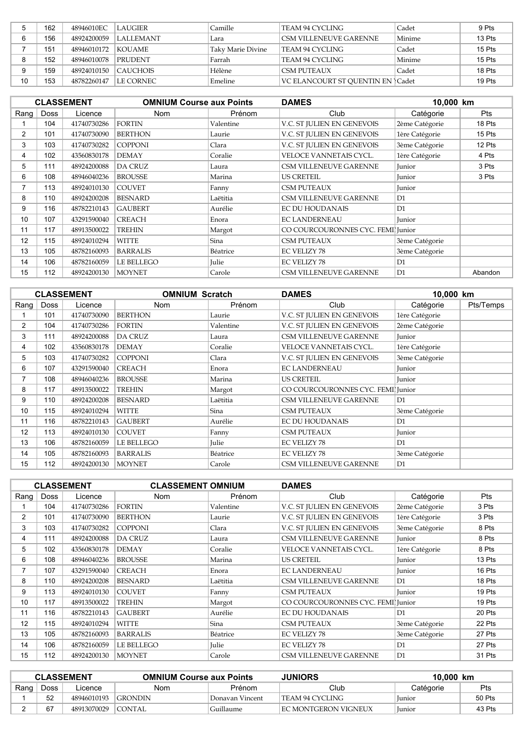| 5 | 162 | 48946010EC | LAUGIER | Camille | TEAM 94 CYCLING | Cadet | 9 Pts |
|---|---|---|---|---|---|---|---|
| 6 | 156 | 48924200059 | LALLEMANT | Lara | CSM VILLENEUVE GARENNE | Minime | 13 Pts |
| 7 | 151 | 48946010172 | KOUAME | Taky Marie Divine | TEAM 94 CYCLING | Cadet | 15 Pts |
| 8 | 152 | 48946010078 | PRUDENT | Farrah | TEAM 94 CYCLING | Minime | 15 Pts |
| 9 | 159 | 48924010150 | CAUCHOIS | Hélène | CSM PUTEAUX | Cadet | 18 Pts |
| 10 | 153 | 48782260147 | LE CORNEC | Emeline | VC ELANCOURT ST QUENTIN EN | Cadet | 19 Pts |

| CLASSEMENT | | | OMNIUM Course aux Points | | DAMES | 10,000 km | |
|---|---|---|---|---|---|---|---|
| Rang | Doss | Licence | Nom | Prénom | Club | Catégorie | Pts |
| 1 | 104 | 41740730286 | FORTIN | Valentine | V.C. ST JULIEN EN GENEVOIS | 2ème Catégorie | 18 Pts |
| 2 | 101 | 41740730090 | BERTHON | Laurie | V.C. ST JULIEN EN GENEVOIS | 1ère Catégorie | 15 Pts |
| 3 | 103 | 41740730282 | COPPONI | Clara | V.C. ST JULIEN EN GENEVOIS | 3ème Catégorie | 12 Pts |
| 4 | 102 | 43560830178 | DEMAY | Coralie | VELOCE VANNETAIS CYCL. | 1ère Catégorie | 4 Pts |
| 5 | 111 | 48924200088 | DA CRUZ | Laura | CSM VILLENEUVE GARENNE | Junior | 3 Pts |
| 6 | 108 | 48946040236 | BROUSSE | Marina | US CRETEIL | Junior | 3 Pts |
| 7 | 113 | 48924010130 | COUVET | Fanny | CSM PUTEAUX | Junior | |
| 8 | 110 | 48924200208 | BESNARD | Laëtitia | CSM VILLENEUVE GARENNE | D1 | |
| 9 | 116 | 48782210143 | GAUBERT | Aurélie | EC DU HOUDANAIS | D1 | |
| 10 | 107 | 43291590040 | CREACH | Enora | EC LANDERNEAU | Junior | |
| 11 | 117 | 48913500022 | TREHIN | Margot | CO COURCOURONNES CYC. FEMI | Junior | |
| 12 | 115 | 48924010294 | WITTE | Sina | CSM PUTEAUX | 3ème Catégorie | |
| 13 | 105 | 48782160093 | BARRALIS | Béatrice | EC VELIZY 78 | 3ème Catégorie | |
| 14 | 106 | 48782160059 | LE BELLEGO | Julie | EC VELIZY 78 | D1 | |
| 15 | 112 | 48924200130 | MOYNET | Carole | CSM VILLENEUVE GARENNE | D1 | Abandon |

| CLASSEMENT | | | OMNIUM Scratch | | DAMES | 10,000 km | |
|---|---|---|---|---|---|---|---|
| Rang | Doss | Licence | Nom | Prénom | Club | Catégorie | Pts/Temps |
| 1 | 101 | 41740730090 | BERTHON | Laurie | V.C. ST JULIEN EN GENEVOIS | 1ère Catégorie | |
| 2 | 104 | 41740730286 | FORTIN | Valentine | V.C. ST JULIEN EN GENEVOIS | 2ème Catégorie | |
| 3 | 111 | 48924200088 | DA CRUZ | Laura | CSM VILLENEUVE GARENNE | Junior | |
| 4 | 102 | 43560830178 | DEMAY | Coralie | VELOCE VANNETAIS CYCL. | 1ère Catégorie | |
| 5 | 103 | 41740730282 | COPPONI | Clara | V.C. ST JULIEN EN GENEVOIS | 3ème Catégorie | |
| 6 | 107 | 43291590040 | CREACH | Enora | EC LANDERNEAU | Junior | |
| 7 | 108 | 48946040236 | BROUSSE | Marina | US CRETEIL | Junior | |
| 8 | 117 | 48913500022 | TREHIN | Margot | CO COURCOURONNES CYC. FEMI | Junior | |
| 9 | 110 | 48924200208 | BESNARD | Laëtitia | CSM VILLENEUVE GARENNE | D1 | |
| 10 | 115 | 48924010294 | WITTE | Sina | CSM PUTEAUX | 3ème Catégorie | |
| 11 | 116 | 48782210143 | GAUBERT | Aurélie | EC DU HOUDANAIS | D1 | |
| 12 | 113 | 48924010130 | COUVET | Fanny | CSM PUTEAUX | Junior | |
| 13 | 106 | 48782160059 | LE BELLEGO | Julie | EC VELIZY 78 | D1 | |
| 14 | 105 | 48782160093 | BARRALIS | Béatrice | EC VELIZY 78 | 3ème Catégorie | |
| 15 | 112 | 48924200130 | MOYNET | Carole | CSM VILLENEUVE GARENNE | D1 | |

| CLASSEMENT | | | CLASSEMENT OMNIUM | | DAMES | | |
|---|---|---|---|---|---|---|---|
| Rang | Doss | Licence | Nom | Prénom | Club | Catégorie | Pts |
| 1 | 104 | 41740730286 | FORTIN | Valentine | V.C. ST JULIEN EN GENEVOIS | 2ème Catégorie | 3 Pts |
| 2 | 101 | 41740730090 | BERTHON | Laurie | V.C. ST JULIEN EN GENEVOIS | 1ère Catégorie | 3 Pts |
| 3 | 103 | 41740730282 | COPPONI | Clara | V.C. ST JULIEN EN GENEVOIS | 3ème Catégorie | 8 Pts |
| 4 | 111 | 48924200088 | DA CRUZ | Laura | CSM VILLENEUVE GARENNE | Junior | 8 Pts |
| 5 | 102 | 43560830178 | DEMAY | Coralie | VELOCE VANNETAIS CYCL. | 1ère Catégorie | 8 Pts |
| 6 | 108 | 48946040236 | BROUSSE | Marina | US CRETEIL | Junior | 13 Pts |
| 7 | 107 | 43291590040 | CREACH | Enora | EC LANDERNEAU | Junior | 16 Pts |
| 8 | 110 | 48924200208 | BESNARD | Laëtitia | CSM VILLENEUVE GARENNE | D1 | 18 Pts |
| 9 | 113 | 48924010130 | COUVET | Fanny | CSM PUTEAUX | Junior | 19 Pts |
| 10 | 117 | 48913500022 | TREHIN | Margot | CO COURCOURONNES CYC. FEMI | Junior | 19 Pts |
| 11 | 116 | 48782210143 | GAUBERT | Aurélie | EC DU HOUDANAIS | D1 | 20 Pts |
| 12 | 115 | 48924010294 | WITTE | Sina | CSM PUTEAUX | 3ème Catégorie | 22 Pts |
| 13 | 105 | 48782160093 | BARRALIS | Béatrice | EC VELIZY 78 | 3ème Catégorie | 27 Pts |
| 14 | 106 | 48782160059 | LE BELLEGO | Julie | EC VELIZY 78 | D1 | 27 Pts |
| 15 | 112 | 48924200130 | MOYNET | Carole | CSM VILLENEUVE GARENNE | D1 | 31 Pts |

| CLASSEMENT | | | OMNIUM Course aux Points | | JUNIORS | 10,000 km | |
|---|---|---|---|---|---|---|---|
| Rang | Doss | Licence | Nom | Prénom | Club | Catégorie | Pts |
| 1 | 52 | 48946010193 | GRONDIN | Donavan Vincent | TEAM 94 CYCLING | Junior | 50 Pts |
| 2 | 67 | 48913070029 | CONTAL | Guillaume | EC MONTGERON VIGNEUX | Junior | 43 Pts |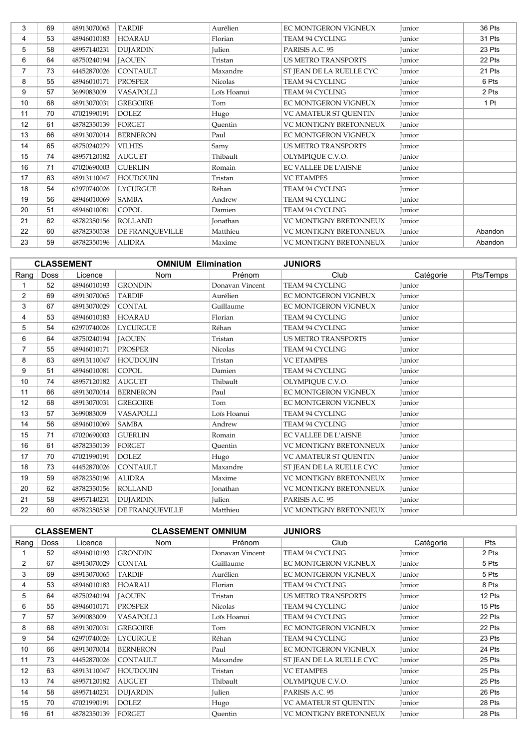| 3 | 69 | 48913070065 | TARDIF | Aurélien | EC MONTGERON VIGNEUX | Junior | 36 Pts |
|---|---|---|---|---|---|---|---|
| 4 | 53 | 48946010183 | HOARAU | Florian | TEAM 94 CYCLING | Junior | 31 Pts |
| 5 | 58 | 48957140231 | DUJARDIN | Julien | PARISIS A.C. 95 | Junior | 23 Pts |
| 6 | 64 | 48750240194 | JAOUEN | Tristan | US METRO TRANSPORTS | Junior | 22 Pts |
| 7 | 73 | 44452870026 | CONTAULT | Maxandre | ST JEAN DE LA RUELLE CYC | Junior | 21 Pts |
| 8 | 55 | 48946010171 | PROSPER | Nicolas | TEAM 94 CYCLING | Junior | 6 Pts |
| 9 | 57 | 3699083009 | VASAPOLLI | Loïs Hoanui | TEAM 94 CYCLING | Junior | 2 Pts |
| 10 | 68 | 48913070031 | GREGOIRE | Tom | EC MONTGERON VIGNEUX | Junior | 1 Pt |
| 11 | 70 | 47021990191 | DOLEZ | Hugo | VC AMATEUR ST QUENTIN | Junior | |
| 12 | 61 | 48782350139 | FORGET | Quentin | VC MONTIGNY BRETONNEUX | Junior | |
| 13 | 66 | 48913070014 | BERNERON | Paul | EC MONTGERON VIGNEUX | Junior | |
| 14 | 65 | 48750240279 | VILHES | Samy | US METRO TRANSPORTS | Junior | |
| 15 | 74 | 48957120182 | AUGUET | Thibault | OLYMPIQUE C.V.O. | Junior | |
| 16 | 71 | 47020690003 | GUERLIN | Romain | EC VALLEE DE L'AISNE | Junior | |
| 17 | 63 | 48913110047 | HOUDOUIN | Tristan | VC ETAMPES | Junior | |
| 18 | 54 | 62970740026 | LYCURGUE | Réhan | TEAM 94 CYCLING | Junior | |
| 19 | 56 | 48946010069 | SAMBA | Andrew | TEAM 94 CYCLING | Junior | |
| 20 | 51 | 48946010081 | COPOL | Damien | TEAM 94 CYCLING | Junior | |
| 21 | 62 | 48782350156 | ROLLAND | Jonathan | VC MONTIGNY BRETONNEUX | Junior | |
| 22 | 60 | 48782350538 | DE FRANQUEVILLE | Matthieu | VC MONTIGNY BRETONNEUX | Junior | Abandon |
| 23 | 59 | 48782350196 | ALIDRA | Maxime | VC MONTIGNY BRETONNEUX | Junior | Abandon |

**CLASSEMENT — OMNIUM Elimination — JUNIORS**

| Rang | Doss | Licence | Nom | Prénom | Club | Catégorie | Pts/Temps |
|---|---|---|---|---|---|---|---|
| 1 | 52 | 48946010193 | GRONDIN | Donavan Vincent | TEAM 94 CYCLING | Junior | |
| 2 | 69 | 48913070065 | TARDIF | Aurélien | EC MONTGERON VIGNEUX | Junior | |
| 3 | 67 | 48913070029 | CONTAL | Guillaume | EC MONTGERON VIGNEUX | Junior | |
| 4 | 53 | 48946010183 | HOARAU | Florian | TEAM 94 CYCLING | Junior | |
| 5 | 54 | 62970740026 | LYCURGUE | Réhan | TEAM 94 CYCLING | Junior | |
| 6 | 64 | 48750240194 | JAOUEN | Tristan | US METRO TRANSPORTS | Junior | |
| 7 | 55 | 48946010171 | PROSPER | Nicolas | TEAM 94 CYCLING | Junior | |
| 8 | 63 | 48913110047 | HOUDOUIN | Tristan | VC ETAMPES | Junior | |
| 9 | 51 | 48946010081 | COPOL | Damien | TEAM 94 CYCLING | Junior | |
| 10 | 74 | 48957120182 | AUGUET | Thibault | OLYMPIQUE C.V.O. | Junior | |
| 11 | 66 | 48913070014 | BERNERON | Paul | EC MONTGERON VIGNEUX | Junior | |
| 12 | 68 | 48913070031 | GREGOIRE | Tom | EC MONTGERON VIGNEUX | Junior | |
| 13 | 57 | 3699083009 | VASAPOLLI | Loïs Hoanui | TEAM 94 CYCLING | Junior | |
| 14 | 56 | 48946010069 | SAMBA | Andrew | TEAM 94 CYCLING | Junior | |
| 15 | 71 | 47020690003 | GUERLIN | Romain | EC VALLEE DE L'AISNE | Junior | |
| 16 | 61 | 48782350139 | FORGET | Quentin | VC MONTIGNY BRETONNEUX | Junior | |
| 17 | 70 | 47021990191 | DOLEZ | Hugo | VC AMATEUR ST QUENTIN | Junior | |
| 18 | 73 | 44452870026 | CONTAULT | Maxandre | ST JEAN DE LA RUELLE CYC | Junior | |
| 19 | 59 | 48782350196 | ALIDRA | Maxime | VC MONTIGNY BRETONNEUX | Junior | |
| 20 | 62 | 48782350156 | ROLLAND | Jonathan | VC MONTIGNY BRETONNEUX | Junior | |
| 21 | 58 | 48957140231 | DUJARDIN | Julien | PARISIS A.C. 95 | Junior | |
| 22 | 60 | 48782350538 | DE FRANQUEVILLE | Matthieu | VC MONTIGNY BRETONNEUX | Junior | |

**CLASSEMENT — CLASSEMENT OMNIUM — JUNIORS**

| Rang | Doss | Licence | Nom | Prénom | Club | Catégorie | Pts |
|---|---|---|---|---|---|---|---|
| 1 | 52 | 48946010193 | GRONDIN | Donavan Vincent | TEAM 94 CYCLING | Junior | 2 Pts |
| 2 | 67 | 48913070029 | CONTAL | Guillaume | EC MONTGERON VIGNEUX | Junior | 5 Pts |
| 3 | 69 | 48913070065 | TARDIF | Aurélien | EC MONTGERON VIGNEUX | Junior | 5 Pts |
| 4 | 53 | 48946010183 | HOARAU | Florian | TEAM 94 CYCLING | Junior | 8 Pts |
| 5 | 64 | 48750240194 | JAOUEN | Tristan | US METRO TRANSPORTS | Junior | 12 Pts |
| 6 | 55 | 48946010171 | PROSPER | Nicolas | TEAM 94 CYCLING | Junior | 15 Pts |
| 7 | 57 | 3699083009 | VASAPOLLI | Loïs Hoanui | TEAM 94 CYCLING | Junior | 22 Pts |
| 8 | 68 | 48913070031 | GREGOIRE | Tom | EC MONTGERON VIGNEUX | Junior | 22 Pts |
| 9 | 54 | 62970740026 | LYCURGUE | Réhan | TEAM 94 CYCLING | Junior | 23 Pts |
| 10 | 66 | 48913070014 | BERNERON | Paul | EC MONTGERON VIGNEUX | Junior | 24 Pts |
| 11 | 73 | 44452870026 | CONTAULT | Maxandre | ST JEAN DE LA RUELLE CYC | Junior | 25 Pts |
| 12 | 63 | 48913110047 | HOUDOUIN | Tristan | VC ETAMPES | Junior | 25 Pts |
| 13 | 74 | 48957120182 | AUGUET | Thibault | OLYMPIQUE C.V.O. | Junior | 25 Pts |
| 14 | 58 | 48957140231 | DUJARDIN | Julien | PARISIS A.C. 95 | Junior | 26 Pts |
| 15 | 70 | 47021990191 | DOLEZ | Hugo | VC AMATEUR ST QUENTIN | Junior | 28 Pts |
| 16 | 61 | 48782350139 | FORGET | Quentin | VC MONTIGNY BRETONNEUX | Junior | 28 Pts |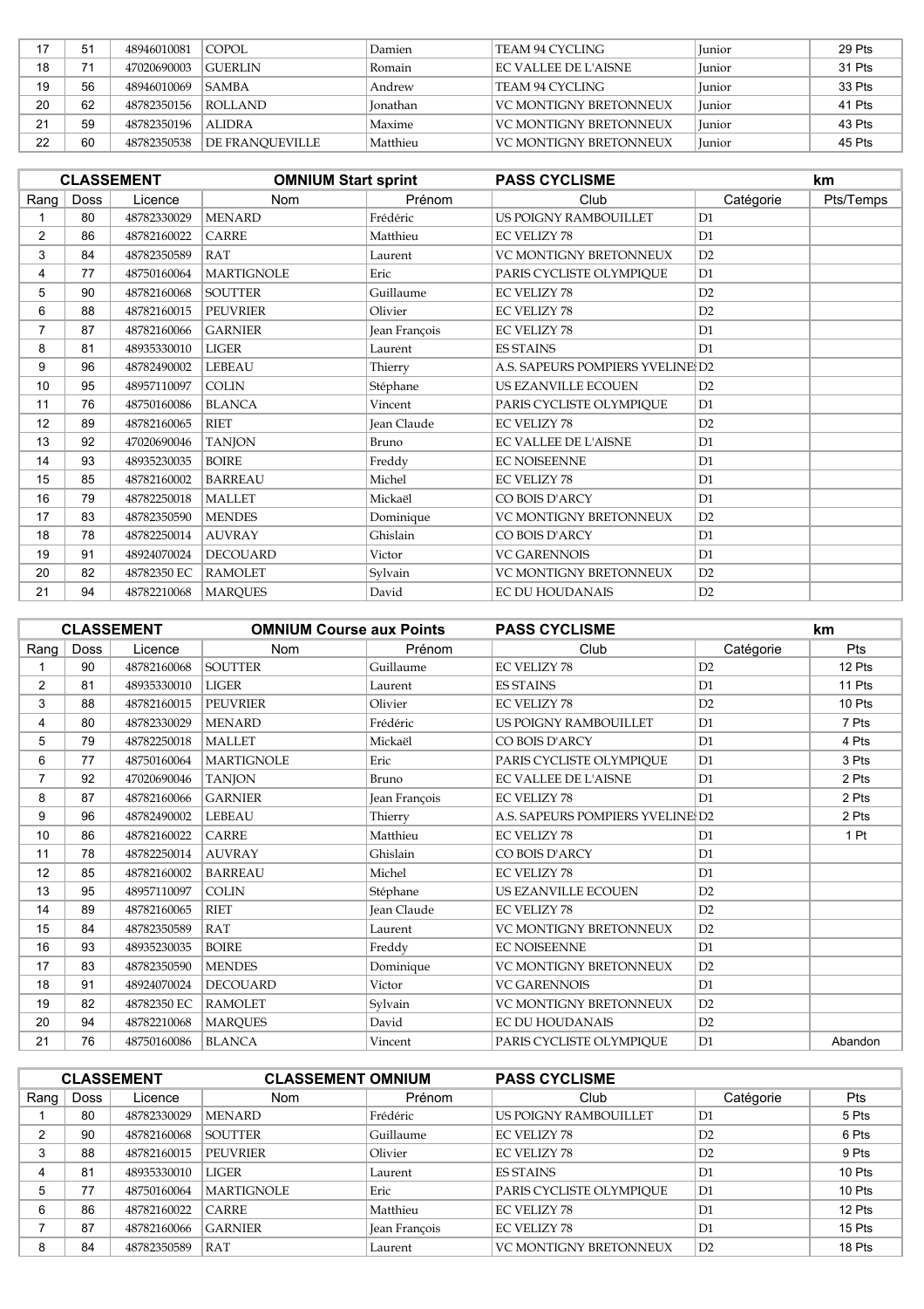| 17 | 51 | 48946010081 | COPOL | Damien | TEAM 94 CYCLING | Junior | 29 Pts |
|---|---|---|---|---|---|---|---|
| 18 | 71 | 47020690003 | GUERLIN | Romain | EC VALLEE DE L'AISNE | Junior | 31 Pts |
| 19 | 56 | 48946010069 | SAMBA | Andrew | TEAM 94 CYCLING | Junior | 33 Pts |
| 20 | 62 | 48782350156 | ROLLAND | Jonathan | VC MONTIGNY BRETONNEUX | Junior | 41 Pts |
| 21 | 59 | 48782350196 | ALIDRA | Maxime | VC MONTIGNY BRETONNEUX | Junior | 43 Pts |
| 22 | 60 | 48782350538 | DE FRANQUEVILLE | Matthieu | VC MONTIGNY BRETONNEUX | Junior | 45 Pts |

| CLASSEMENT | | | OMNIUM Start sprint | | PASS CYCLISME | | km |
|---|---|---|---|---|---|---|---|
| Rang | Doss | Licence | Nom | Prénom | Club | Catégorie | Pts/Temps |
| 1 | 80 | 48782330029 | MENARD | Frédéric | US POIGNY RAMBOUILLET | D1 | |
| 2 | 86 | 48782160022 | CARRE | Matthieu | EC VELIZY 78 | D1 | |
| 3 | 84 | 48782350589 | RAT | Laurent | VC MONTIGNY BRETONNEUX | D2 | |
| 4 | 77 | 48750160064 | MARTIGNOLE | Eric | PARIS CYCLISTE OLYMPIQUE | D1 | |
| 5 | 90 | 48782160068 | SOUTTER | Guillaume | EC VELIZY 78 | D2 | |
| 6 | 88 | 48782160015 | PEUVRIER | Olivier | EC VELIZY 78 | D2 | |
| 7 | 87 | 48782160066 | GARNIER | Jean François | EC VELIZY 78 | D1 | |
| 8 | 81 | 48935330010 | LIGER | Laurent | ES STAINS | D1 | |
| 9 | 96 | 48782490002 | LEBEAU | Thierry | A.S. SAPEURS POMPIERS YVELINE | D2 | |
| 10 | 95 | 48957110097 | COLIN | Stéphane | US EZANVILLE ECOUEN | D2 | |
| 11 | 76 | 48750160086 | BLANCA | Vincent | PARIS CYCLISTE OLYMPIQUE | D1 | |
| 12 | 89 | 48782160065 | RIET | Jean Claude | EC VELIZY 78 | D2 | |
| 13 | 92 | 47020690046 | TANJON | Bruno | EC VALLEE DE L'AISNE | D1 | |
| 14 | 93 | 48935230035 | BOIRE | Freddy | EC NOISEENNE | D1 | |
| 15 | 85 | 48782160002 | BARREAU | Michel | EC VELIZY 78 | D1 | |
| 16 | 79 | 48782250018 | MALLET | Mickaël | CO BOIS D'ARCY | D1 | |
| 17 | 83 | 48782350590 | MENDES | Dominique | VC MONTIGNY BRETONNEUX | D2 | |
| 18 | 78 | 48782250014 | AUVRAY | Ghislain | CO BOIS D'ARCY | D1 | |
| 19 | 91 | 48924070024 | DECOUARD | Victor | VC GARENNOIS | D1 | |
| 20 | 82 | 48782350 EC | RAMOLET | Sylvain | VC MONTIGNY BRETONNEUX | D2 | |
| 21 | 94 | 48782210068 | MARQUES | David | EC DU HOUDANAIS | D2 | |

| CLASSEMENT | | | OMNIUM Course aux Points | | PASS CYCLISME | | km |
|---|---|---|---|---|---|---|---|
| Rang | Doss | Licence | Nom | Prénom | Club | Catégorie | Pts |
| 1 | 90 | 48782160068 | SOUTTER | Guillaume | EC VELIZY 78 | D2 | 12 Pts |
| 2 | 81 | 48935330010 | LIGER | Laurent | ES STAINS | D1 | 11 Pts |
| 3 | 88 | 48782160015 | PEUVRIER | Olivier | EC VELIZY 78 | D2 | 10 Pts |
| 4 | 80 | 48782330029 | MENARD | Frédéric | US POIGNY RAMBOUILLET | D1 | 7 Pts |
| 5 | 79 | 48782250018 | MALLET | Mickaël | CO BOIS D'ARCY | D1 | 4 Pts |
| 6 | 77 | 48750160064 | MARTIGNOLE | Eric | PARIS CYCLISTE OLYMPIQUE | D1 | 3 Pts |
| 7 | 92 | 47020690046 | TANJON | Bruno | EC VALLEE DE L'AISNE | D1 | 2 Pts |
| 8 | 87 | 48782160066 | GARNIER | Jean François | EC VELIZY 78 | D1 | 2 Pts |
| 9 | 96 | 48782490002 | LEBEAU | Thierry | A.S. SAPEURS POMPIERS YVELINE | D2 | 2 Pts |
| 10 | 86 | 48782160022 | CARRE | Matthieu | EC VELIZY 78 | D1 | 1 Pt |
| 11 | 78 | 48782250014 | AUVRAY | Ghislain | CO BOIS D'ARCY | D1 | |
| 12 | 85 | 48782160002 | BARREAU | Michel | EC VELIZY 78 | D1 | |
| 13 | 95 | 48957110097 | COLIN | Stéphane | US EZANVILLE ECOUEN | D2 | |
| 14 | 89 | 48782160065 | RIET | Jean Claude | EC VELIZY 78 | D2 | |
| 15 | 84 | 48782350589 | RAT | Laurent | VC MONTIGNY BRETONNEUX | D2 | |
| 16 | 93 | 48935230035 | BOIRE | Freddy | EC NOISEENNE | D1 | |
| 17 | 83 | 48782350590 | MENDES | Dominique | VC MONTIGNY BRETONNEUX | D2 | |
| 18 | 91 | 48924070024 | DECOUARD | Victor | VC GARENNOIS | D1 | |
| 19 | 82 | 48782350 EC | RAMOLET | Sylvain | VC MONTIGNY BRETONNEUX | D2 | |
| 20 | 94 | 48782210068 | MARQUES | David | EC DU HOUDANAIS | D2 | |
| 21 | 76 | 48750160086 | BLANCA | Vincent | PARIS CYCLISTE OLYMPIQUE | D1 | Abandon |

| CLASSEMENT | | | CLASSEMENT OMNIUM | | PASS CYCLISME | | |
|---|---|---|---|---|---|---|---|
| Rang | Doss | Licence | Nom | Prénom | Club | Catégorie | Pts |
| 1 | 80 | 48782330029 | MENARD | Frédéric | US POIGNY RAMBOUILLET | D1 | 5 Pts |
| 2 | 90 | 48782160068 | SOUTTER | Guillaume | EC VELIZY 78 | D2 | 6 Pts |
| 3 | 88 | 48782160015 | PEUVRIER | Olivier | EC VELIZY 78 | D2 | 9 Pts |
| 4 | 81 | 48935330010 | LIGER | Laurent | ES STAINS | D1 | 10 Pts |
| 5 | 77 | 48750160064 | MARTIGNOLE | Eric | PARIS CYCLISTE OLYMPIQUE | D1 | 10 Pts |
| 6 | 86 | 48782160022 | CARRE | Matthieu | EC VELIZY 78 | D1 | 12 Pts |
| 7 | 87 | 48782160066 | GARNIER | Jean François | EC VELIZY 78 | D1 | 15 Pts |
| 8 | 84 | 48782350589 | RAT | Laurent | VC MONTIGNY BRETONNEUX | D2 | 18 Pts |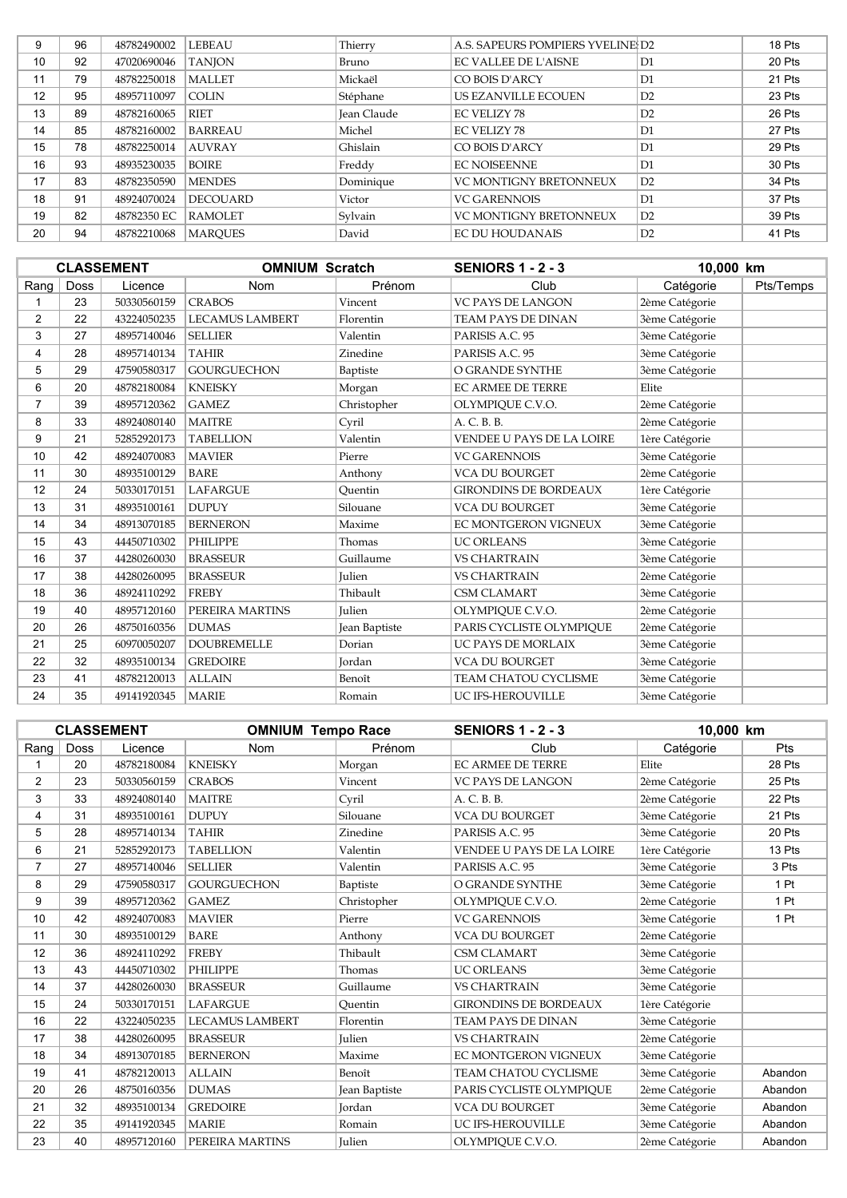| 9 | 96 | 48782490002 | LEBEAU | Thierry | A.S. SAPEURS POMPIERS YVELINE | D2 | 18 Pts |
|---|---|---|---|---|---|---|---|
| 10 | 92 | 47020690046 | TANJON | Bruno | EC VALLEE DE L'AISNE | D1 | 20 Pts |
| 11 | 79 | 48782250018 | MALLET | Mickaël | CO BOIS D'ARCY | D1 | 21 Pts |
| 12 | 95 | 48957110097 | COLIN | Stéphane | US EZANVILLE ECOUEN | D2 | 23 Pts |
| 13 | 89 | 48782160065 | RIET | Jean Claude | EC VELIZY 78 | D2 | 26 Pts |
| 14 | 85 | 48782160002 | BARREAU | Michel | EC VELIZY 78 | D1 | 27 Pts |
| 15 | 78 | 48782250014 | AUVRAY | Ghislain | CO BOIS D'ARCY | D1 | 29 Pts |
| 16 | 93 | 48935230035 | BOIRE | Freddy | EC NOISEENNE | D1 | 30 Pts |
| 17 | 83 | 48782350590 | MENDES | Dominique | VC MONTIGNY BRETONNEUX | D2 | 34 Pts |
| 18 | 91 | 48924070024 | DECOUARD | Victor | VC GARENNOIS | D1 | 37 Pts |
| 19 | 82 | 48782350 EC | RAMOLET | Sylvain | VC MONTIGNY BRETONNEUX | D2 | 39 Pts |
| 20 | 94 | 48782210068 | MARQUES | David | EC DU HOUDANAIS | D2 | 41 Pts |

| CLASSEMENT | | | OMNIUM Scratch | | SENIORS 1 - 2 - 3 | 10,000 km | |
|---|---|---|---|---|---|---|---|
| Rang | Doss | Licence | Nom | Prénom | Club | Catégorie | Pts/Temps |
| 1 | 23 | 50330560159 | CRABOS | Vincent | VC PAYS DE LANGON | 2ème Catégorie | |
| 2 | 22 | 43224050235 | LECAMUS LAMBERT | Florentin | TEAM PAYS DE DINAN | 3ème Catégorie | |
| 3 | 27 | 48957140046 | SELLIER | Valentin | PARISIS A.C. 95 | 3ème Catégorie | |
| 4 | 28 | 48957140134 | TAHIR | Zinedine | PARISIS A.C. 95 | 3ème Catégorie | |
| 5 | 29 | 47590580317 | GOURGUECHON | Baptiste | O GRANDE SYNTHE | 3ème Catégorie | |
| 6 | 20 | 48782180084 | KNEISKY | Morgan | EC ARMEE DE TERRE | Elite | |
| 7 | 39 | 48957120362 | GAMEZ | Christopher | OLYMPIQUE C.V.O. | 2ème Catégorie | |
| 8 | 33 | 48924080140 | MAITRE | Cyril | A. C. B. B. | 2ème Catégorie | |
| 9 | 21 | 52852920173 | TABELLION | Valentin | VENDEE U PAYS DE LA LOIRE | 1ère Catégorie | |
| 10 | 42 | 48924070083 | MAVIER | Pierre | VC GARENNOIS | 3ème Catégorie | |
| 11 | 30 | 48935100129 | BARE | Anthony | VCA DU BOURGET | 2ème Catégorie | |
| 12 | 24 | 50330170151 | LAFARGUE | Quentin | GIRONDINS DE BORDEAUX | 1ère Catégorie | |
| 13 | 31 | 48935100161 | DUPUY | Silouane | VCA DU BOURGET | 3ème Catégorie | |
| 14 | 34 | 48913070185 | BERNERON | Maxime | EC MONTGERON VIGNEUX | 3ème Catégorie | |
| 15 | 43 | 44450710302 | PHILIPPE | Thomas | UC ORLEANS | 3ème Catégorie | |
| 16 | 37 | 44280260030 | BRASSEUR | Guillaume | VS CHARTRAIN | 3ème Catégorie | |
| 17 | 38 | 44280260095 | BRASSEUR | Julien | VS CHARTRAIN | 2ème Catégorie | |
| 18 | 36 | 48924110292 | FREBY | Thibault | CSM CLAMART | 3ème Catégorie | |
| 19 | 40 | 48957120160 | PEREIRA MARTINS | Julien | OLYMPIQUE C.V.O. | 2ème Catégorie | |
| 20 | 26 | 48750160356 | DUMAS | Jean Baptiste | PARIS CYCLISTE OLYMPIQUE | 2ème Catégorie | |
| 21 | 25 | 60970050207 | DOUBREMELLE | Dorian | UC PAYS DE MORLAIX | 3ème Catégorie | |
| 22 | 32 | 48935100134 | GREDOIRE | Jordan | VCA DU BOURGET | 3ème Catégorie | |
| 23 | 41 | 48782120013 | ALLAIN | Benoît | TEAM CHATOU CYCLISME | 3ème Catégorie | |
| 24 | 35 | 49141920345 | MARIE | Romain | UC IFS-HEROUVILLE | 3ème Catégorie | |

| CLASSEMENT | | | OMNIUM Tempo Race | | SENIORS 1 - 2 - 3 | 10,000 km | |
|---|---|---|---|---|---|---|---|
| Rang | Doss | Licence | Nom | Prénom | Club | Catégorie | Pts |
| 1 | 20 | 48782180084 | KNEISKY | Morgan | EC ARMEE DE TERRE | Elite | 28 Pts |
| 2 | 23 | 50330560159 | CRABOS | Vincent | VC PAYS DE LANGON | 2ème Catégorie | 25 Pts |
| 3 | 33 | 48924080140 | MAITRE | Cyril | A. C. B. B. | 2ème Catégorie | 22 Pts |
| 4 | 31 | 48935100161 | DUPUY | Silouane | VCA DU BOURGET | 3ème Catégorie | 21 Pts |
| 5 | 28 | 48957140134 | TAHIR | Zinedine | PARISIS A.C. 95 | 3ème Catégorie | 20 Pts |
| 6 | 21 | 52852920173 | TABELLION | Valentin | VENDEE U PAYS DE LA LOIRE | 1ère Catégorie | 13 Pts |
| 7 | 27 | 48957140046 | SELLIER | Valentin | PARISIS A.C. 95 | 3ème Catégorie | 3 Pts |
| 8 | 29 | 47590580317 | GOURGUECHON | Baptiste | O GRANDE SYNTHE | 3ème Catégorie | 1 Pt |
| 9 | 39 | 48957120362 | GAMEZ | Christopher | OLYMPIQUE C.V.O. | 2ème Catégorie | 1 Pt |
| 10 | 42 | 48924070083 | MAVIER | Pierre | VC GARENNOIS | 3ème Catégorie | 1 Pt |
| 11 | 30 | 48935100129 | BARE | Anthony | VCA DU BOURGET | 2ème Catégorie | |
| 12 | 36 | 48924110292 | FREBY | Thibault | CSM CLAMART | 3ème Catégorie | |
| 13 | 43 | 44450710302 | PHILIPPE | Thomas | UC ORLEANS | 3ème Catégorie | |
| 14 | 37 | 44280260030 | BRASSEUR | Guillaume | VS CHARTRAIN | 3ème Catégorie | |
| 15 | 24 | 50330170151 | LAFARGUE | Quentin | GIRONDINS DE BORDEAUX | 1ère Catégorie | |
| 16 | 22 | 43224050235 | LECAMUS LAMBERT | Florentin | TEAM PAYS DE DINAN | 3ème Catégorie | |
| 17 | 38 | 44280260095 | BRASSEUR | Julien | VS CHARTRAIN | 2ème Catégorie | |
| 18 | 34 | 48913070185 | BERNERON | Maxime | EC MONTGERON VIGNEUX | 3ème Catégorie | |
| 19 | 41 | 48782120013 | ALLAIN | Benoît | TEAM CHATOU CYCLISME | 3ème Catégorie | Abandon |
| 20 | 26 | 48750160356 | DUMAS | Jean Baptiste | PARIS CYCLISTE OLYMPIQUE | 2ème Catégorie | Abandon |
| 21 | 32 | 48935100134 | GREDOIRE | Jordan | VCA DU BOURGET | 3ème Catégorie | Abandon |
| 22 | 35 | 49141920345 | MARIE | Romain | UC IFS-HEROUVILLE | 3ème Catégorie | Abandon |
| 23 | 40 | 48957120160 | PEREIRA MARTINS | Julien | OLYMPIQUE C.V.O. | 2ème Catégorie | Abandon |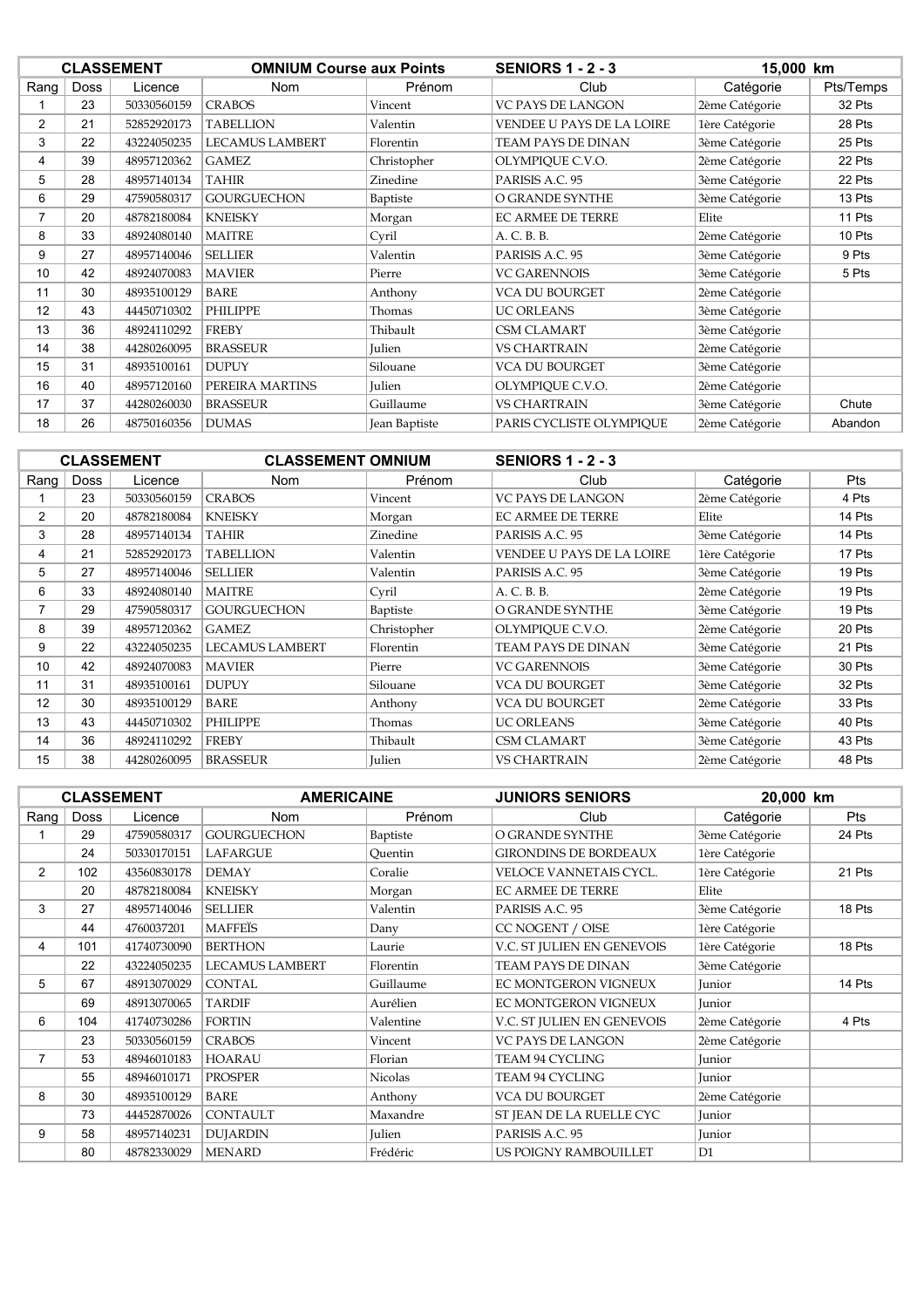| CLASSEMENT | | | OMNIUM Course aux Points | | SENIORS 1 - 2 - 3 | 15,000 km | |
|---|---|---|---|---|---|---|---|
| Rang | Doss | Licence | Nom | Prénom | Club | Catégorie | Pts/Temps |
| 1 | 23 | 50330560159 | CRABOS | Vincent | VC PAYS DE LANGON | 2ème Catégorie | 32 Pts |
| 2 | 21 | 52852920173 | TABELLION | Valentin | VENDEE U PAYS DE LA LOIRE | 1ère Catégorie | 28 Pts |
| 3 | 22 | 43224050235 | LECAMUS LAMBERT | Florentin | TEAM PAYS DE DINAN | 3ème Catégorie | 25 Pts |
| 4 | 39 | 48957120362 | GAMEZ | Christopher | OLYMPIQUE C.V.O. | 2ème Catégorie | 22 Pts |
| 5 | 28 | 48957140134 | TAHIR | Zinedine | PARISIS A.C. 95 | 3ème Catégorie | 22 Pts |
| 6 | 29 | 47590580317 | GOURGUECHON | Baptiste | O GRANDE SYNTHE | 3ème Catégorie | 13 Pts |
| 7 | 20 | 48782180084 | KNEISKY | Morgan | EC ARMEE DE TERRE | Elite | 11 Pts |
| 8 | 33 | 48924080140 | MAITRE | Cyril | A. C. B. B. | 2ème Catégorie | 10 Pts |
| 9 | 27 | 48957140046 | SELLIER | Valentin | PARISIS A.C. 95 | 3ème Catégorie | 9 Pts |
| 10 | 42 | 48924070083 | MAVIER | Pierre | VC GARENNOIS | 3ème Catégorie | 5 Pts |
| 11 | 30 | 48935100129 | BARE | Anthony | VCA DU BOURGET | 2ème Catégorie | |
| 12 | 43 | 44450710302 | PHILIPPE | Thomas | UC ORLEANS | 3ème Catégorie | |
| 13 | 36 | 48924110292 | FREBY | Thibault | CSM CLAMART | 3ème Catégorie | |
| 14 | 38 | 44280260095 | BRASSEUR | Julien | VS CHARTRAIN | 2ème Catégorie | |
| 15 | 31 | 48935100161 | DUPUY | Silouane | VCA DU BOURGET | 3ème Catégorie | |
| 16 | 40 | 48957120160 | PEREIRA MARTINS | Julien | OLYMPIQUE C.V.O. | 2ème Catégorie | |
| 17 | 37 | 44280260030 | BRASSEUR | Guillaume | VS CHARTRAIN | 3ème Catégorie | Chute |
| 18 | 26 | 48750160356 | DUMAS | Jean Baptiste | PARIS CYCLISTE OLYMPIQUE | 2ème Catégorie | Abandon |

| CLASSEMENT | | | CLASSEMENT OMNIUM | | SENIORS 1 - 2 - 3 | | |
|---|---|---|---|---|---|---|---|
| Rang | Doss | Licence | Nom | Prénom | Club | Catégorie | Pts |
| 1 | 23 | 50330560159 | CRABOS | Vincent | VC PAYS DE LANGON | 2ème Catégorie | 4 Pts |
| 2 | 20 | 48782180084 | KNEISKY | Morgan | EC ARMEE DE TERRE | Elite | 14 Pts |
| 3 | 28 | 48957140134 | TAHIR | Zinedine | PARISIS A.C. 95 | 3ème Catégorie | 14 Pts |
| 4 | 21 | 52852920173 | TABELLION | Valentin | VENDEE U PAYS DE LA LOIRE | 1ère Catégorie | 17 Pts |
| 5 | 27 | 48957140046 | SELLIER | Valentin | PARISIS A.C. 95 | 3ème Catégorie | 19 Pts |
| 6 | 33 | 48924080140 | MAITRE | Cyril | A. C. B. B. | 2ème Catégorie | 19 Pts |
| 7 | 29 | 47590580317 | GOURGUECHON | Baptiste | O GRANDE SYNTHE | 3ème Catégorie | 19 Pts |
| 8 | 39 | 48957120362 | GAMEZ | Christopher | OLYMPIQUE C.V.O. | 2ème Catégorie | 20 Pts |
| 9 | 22 | 43224050235 | LECAMUS LAMBERT | Florentin | TEAM PAYS DE DINAN | 3ème Catégorie | 21 Pts |
| 10 | 42 | 48924070083 | MAVIER | Pierre | VC GARENNOIS | 3ème Catégorie | 30 Pts |
| 11 | 31 | 48935100161 | DUPUY | Silouane | VCA DU BOURGET | 3ème Catégorie | 32 Pts |
| 12 | 30 | 48935100129 | BARE | Anthony | VCA DU BOURGET | 2ème Catégorie | 33 Pts |
| 13 | 43 | 44450710302 | PHILIPPE | Thomas | UC ORLEANS | 3ème Catégorie | 40 Pts |
| 14 | 36 | 48924110292 | FREBY | Thibault | CSM CLAMART | 3ème Catégorie | 43 Pts |
| 15 | 38 | 44280260095 | BRASSEUR | Julien | VS CHARTRAIN | 2ème Catégorie | 48 Pts |

| CLASSEMENT | | | AMERICAINE | | JUNIORS SENIORS | 20,000 km | |
|---|---|---|---|---|---|---|---|
| Rang | Doss | Licence | Nom | Prénom | Club | Catégorie | Pts |
| 1 | 29 | 47590580317 | GOURGUECHON | Baptiste | O GRANDE SYNTHE | 3ème Catégorie | 24 Pts |
| | 24 | 50330170151 | LAFARGUE | Quentin | GIRONDINS DE BORDEAUX | 1ère Catégorie | |
| 2 | 102 | 43560830178 | DEMAY | Coralie | VELOCE VANNETAIS CYCL. | 1ère Catégorie | 21 Pts |
| | 20 | 48782180084 | KNEISKY | Morgan | EC ARMEE DE TERRE | Elite | |
| 3 | 27 | 48957140046 | SELLIER | Valentin | PARISIS A.C. 95 | 3ème Catégorie | 18 Pts |
| | 44 | 4760037201 | MAFFEÏS | Dany | CC NOGENT / OISE | 1ère Catégorie | |
| 4 | 101 | 41740730090 | BERTHON | Laurie | V.C. ST JULIEN EN GENEVOIS | 1ère Catégorie | 18 Pts |
| | 22 | 43224050235 | LECAMUS LAMBERT | Florentin | TEAM PAYS DE DINAN | 3ème Catégorie | |
| 5 | 67 | 48913070029 | CONTAL | Guillaume | EC MONTGERON VIGNEUX | Junior | 14 Pts |
| | 69 | 48913070065 | TARDIF | Aurélien | EC MONTGERON VIGNEUX | Junior | |
| 6 | 104 | 41740730286 | FORTIN | Valentine | V.C. ST JULIEN EN GENEVOIS | 2ème Catégorie | 4 Pts |
| | 23 | 50330560159 | CRABOS | Vincent | VC PAYS DE LANGON | 2ème Catégorie | |
| 7 | 53 | 48946010183 | HOARAU | Florian | TEAM 94 CYCLING | Junior | |
| | 55 | 48946010171 | PROSPER | Nicolas | TEAM 94 CYCLING | Junior | |
| 8 | 30 | 48935100129 | BARE | Anthony | VCA DU BOURGET | 2ème Catégorie | |
| | 73 | 44452870026 | CONTAULT | Maxandre | ST JEAN DE LA RUELLE CYC | Junior | |
| 9 | 58 | 48957140231 | DUJARDIN | Julien | PARISIS A.C. 95 | Junior | |
| | 80 | 48782330029 | MENARD | Frédéric | US POIGNY RAMBOUILLET | D1 | |